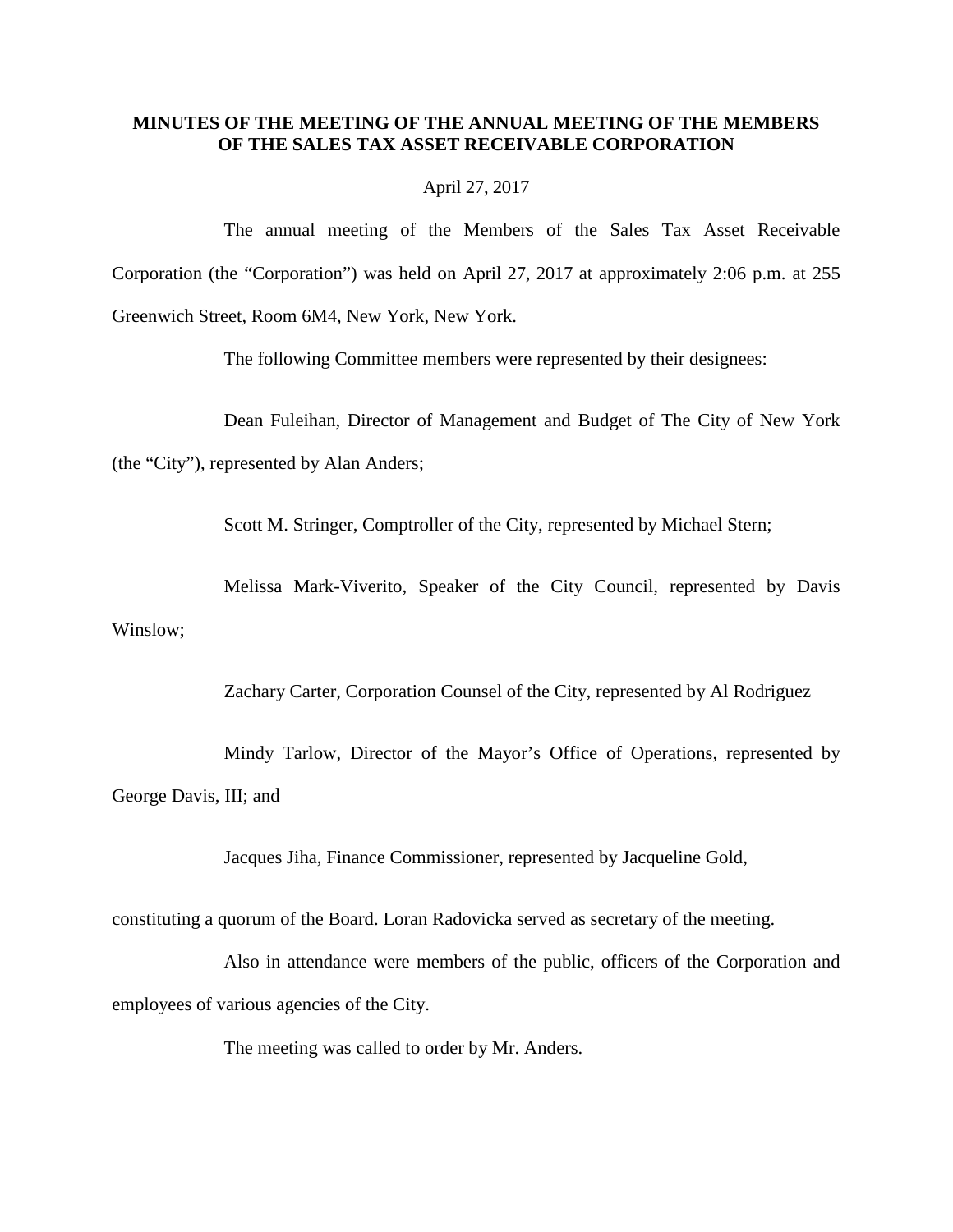**MINUTES OF THE MEETING OF THE ANNUAL MEETING OF THE MEMBERS OF THE SALES TAX ASSET RECEIVABLE CORPORATION**

April 27, 2017

The annual meeting of the Members of the Sales Tax Asset Receivable Corporation (the "Corporation") was held on April 27, 2017 at approximately 2:06 p.m. at 255 Greenwich Street, Room 6M4, New York, New York.

The following Committee members were represented by their designees:

Dean Fuleihan, Director of Management and Budget of The City of New York (the "City"), represented by Alan Anders;

Scott M. Stringer, Comptroller of the City, represented by Michael Stern;

Melissa Mark-Viverito, Speaker of the City Council, represented by Davis Winslow;

Zachary Carter, Corporation Counsel of the City, represented by Al Rodriguez

Mindy Tarlow, Director of the Mayor's Office of Operations, represented by George Davis, III; and

Jacques Jiha, Finance Commissioner, represented by Jacqueline Gold,

constituting a quorum of the Board. Loran Radovicka served as secretary of the meeting.

Also in attendance were members of the public, officers of the Corporation and employees of various agencies of the City.

The meeting was called to order by Mr. Anders.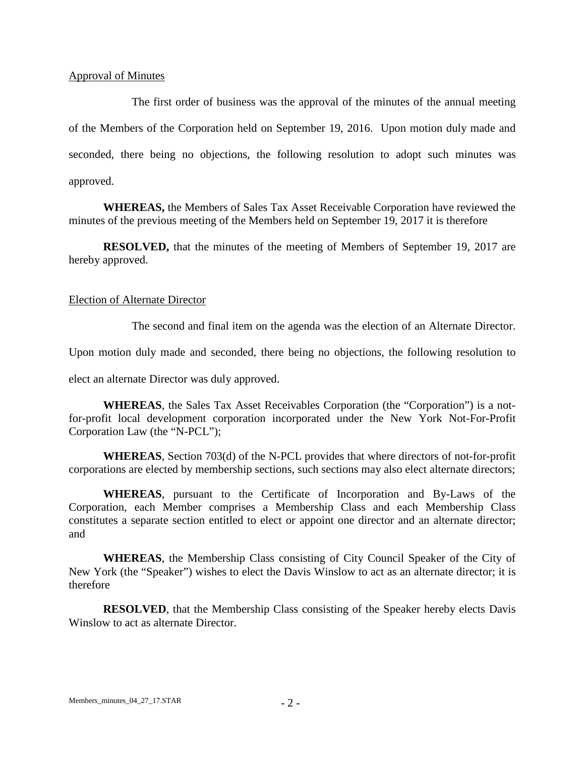Approval of Minutes

The first order of business was the approval of the minutes of the annual meeting of the Members of the Corporation held on September 19, 2016. Upon motion duly made and seconded, there being no objections, the following resolution to adopt such minutes was approved.

**WHEREAS,** the Members of Sales Tax Asset Receivable Corporation have reviewed the minutes of the previous meeting of the Members held on September 19, 2017 it is therefore

**RESOLVED,** that the minutes of the meeting of Members of September 19, 2017 are hereby approved.

Election of Alternate Director

The second and final item on the agenda was the election of an Alternate Director. Upon motion duly made and seconded, there being no objections, the following resolution to elect an alternate Director was duly approved.

**WHEREAS**, the Sales Tax Asset Receivables Corporation (the "Corporation") is a not-for-profit local development corporation incorporated under the New York Not-For-Profit Corporation Law (the "N-PCL");

**WHEREAS**, Section 703(d) of the N-PCL provides that where directors of not-for-profit corporations are elected by membership sections, such sections may also elect alternate directors;

**WHEREAS**, pursuant to the Certificate of Incorporation and By-Laws of the Corporation, each Member comprises a Membership Class and each Membership Class constitutes a separate section entitled to elect or appoint one director and an alternate director; and

**WHEREAS**, the Membership Class consisting of City Council Speaker of the City of New York (the "Speaker") wishes to elect the Davis Winslow to act as an alternate director; it is therefore

**RESOLVED**, that the Membership Class consisting of the Speaker hereby elects Davis Winslow to act as alternate Director.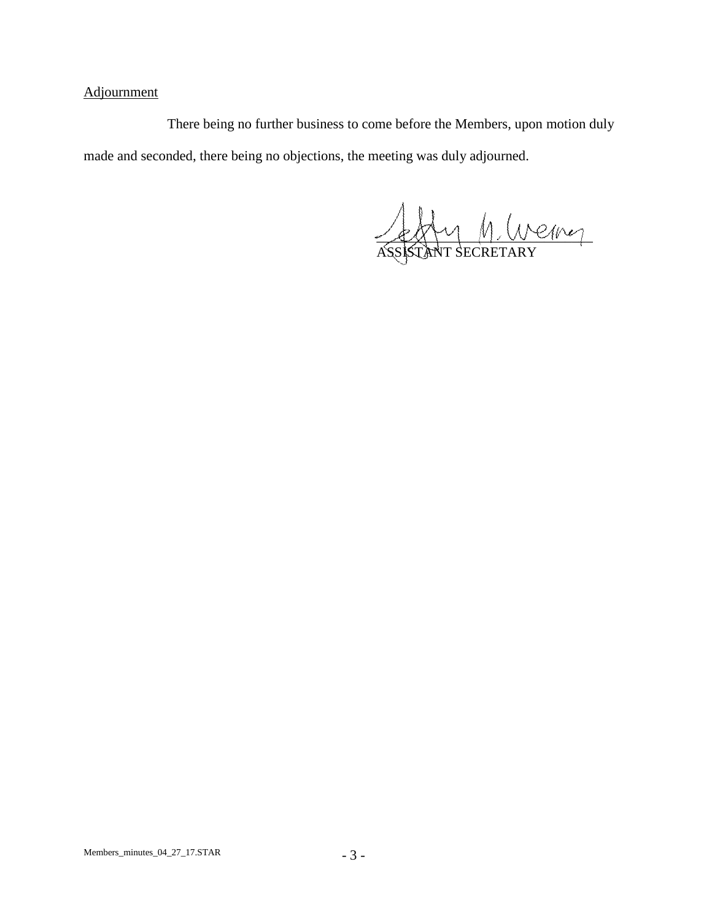<u>Adjournment</u>

There being no further business to come before the Members, upon motion duly made and seconded, there being no objections, the meeting was duly adjourned.

ASSISTANT SECRETARY

Members_minutes_04_27_17.STAR